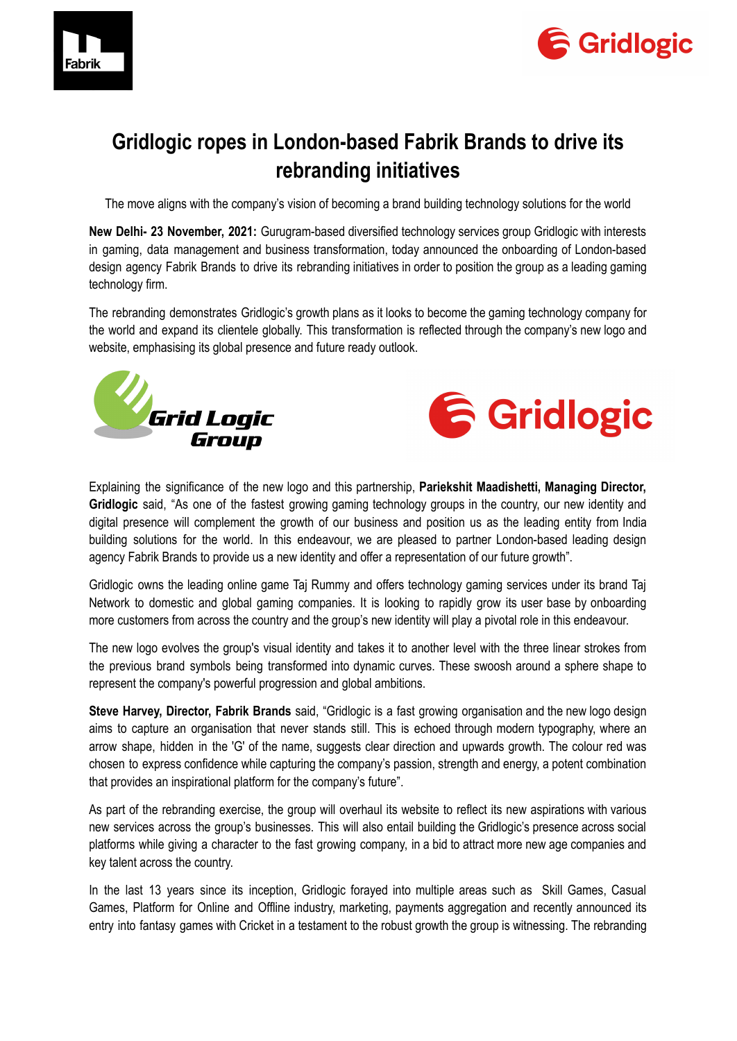# Gridlogic ropes in London-based Fabrik Brands to drive its rebranding initiatives

The move aligns with the company's vision of becoming a brand building technology solutions for the world

**New Delhi- 23 November, 2021:** Gurugram-based diversified technology services group Gridlogic with interests in gaming, data management and business transformation, today announced the onboarding of London-based design agency Fabrik Brands to drive its rebranding initiatives in order to position the group as a leading gaming technology firm.

The rebranding demonstrates Gridlogic's growth plans as it looks to become the gaming technology company for the world and expand its clientele globally. This transformation is reflected through the company's new logo and website, emphasising its global presence and future ready outlook.

Explaining the significance of the new logo and this partnership, **Pariekshit Maadishetti, Managing Director, Gridlogic** said, "As one of the fastest growing gaming technology groups in the country, our new identity and digital presence will complement the growth of our business and position us as the leading entity from India building solutions for the world. In this endeavour, we are pleased to partner London-based leading design agency Fabrik Brands to provide us a new identity and offer a representation of our future growth".

Gridlogic owns the leading online game Taj Rummy and offers technology gaming services under its brand Taj Network to domestic and global gaming companies. It is looking to rapidly grow its user base by onboarding more customers from across the country and the group's new identity will play a pivotal role in this endeavour.

The new logo evolves the group's visual identity and takes it to another level with the three linear strokes from the previous brand symbols being transformed into dynamic curves. These swoosh around a sphere shape to represent the company's powerful progression and global ambitions.

**Steve Harvey, Director, Fabrik Brands** said, "Gridlogic is a fast growing organisation and the new logo design aims to capture an organisation that never stands still. This is echoed through modern typography, where an arrow shape, hidden in the 'G' of the name, suggests clear direction and upwards growth. The colour red was chosen to express confidence while capturing the company's passion, strength and energy, a potent combination that provides an inspirational platform for the company's future".

As part of the rebranding exercise, the group will overhaul its website to reflect its new aspirations with various new services across the group's businesses. This will also entail building the Gridlogic's presence across social platforms while giving a character to the fast growing company, in a bid to attract more new age companies and key talent across the country.

In the last 13 years since its inception, Gridlogic forayed into multiple areas such as Skill Games, Casual Games, Platform for Online and Offline industry, marketing, payments aggregation and recently announced its entry into fantasy games with Cricket in a testament to the robust growth the group is witnessing. The rebranding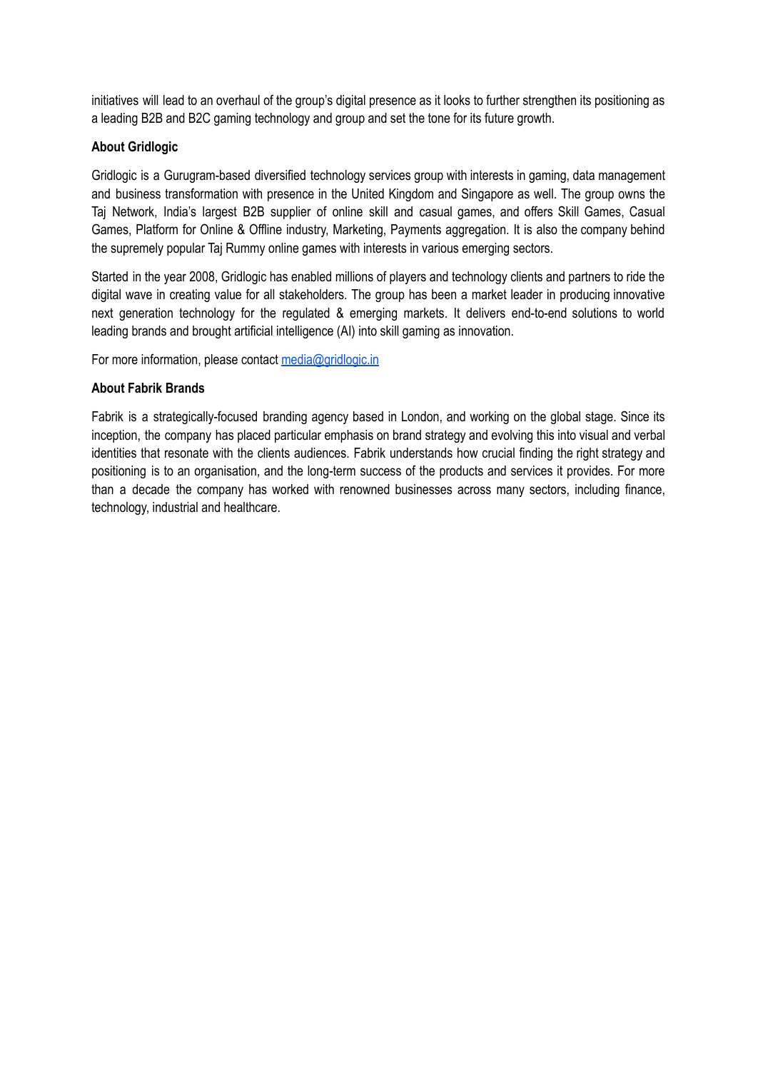initiatives will lead to an overhaul of the group's digital presence as it looks to further strengthen its positioning as a leading B2B and B2C gaming technology and group and set the tone for its future growth.

**About Gridlogic**

Gridlogic is a Gurugram-based diversified technology services group with interests in gaming, data management and business transformation with presence in the United Kingdom and Singapore as well. The group owns the Taj Network, India's largest B2B supplier of online skill and casual games, and offers Skill Games, Casual Games, Platform for Online & Offline industry, Marketing, Payments aggregation. It is also the company behind the supremely popular Taj Rummy online games with interests in various emerging sectors.

Started in the year 2008, Gridlogic has enabled millions of players and technology clients and partners to ride the digital wave in creating value for all stakeholders. The group has been a market leader in producing innovative next generation technology for the regulated & emerging markets. It delivers end-to-end solutions to world leading brands and brought artificial intelligence (AI) into skill gaming as innovation.

For more information, please contact [media@gridlogic.in](mailto:media@gridlogic.in)

**About Fabrik Brands**

Fabrik is a strategically-focused branding agency based in London, and working on the global stage. Since its inception, the company has placed particular emphasis on brand strategy and evolving this into visual and verbal identities that resonate with the clients audiences. Fabrik understands how crucial finding the right strategy and positioning is to an organisation, and the long-term success of the products and services it provides. For more than a decade the company has worked with renowned businesses across many sectors, including finance, technology, industrial and healthcare.